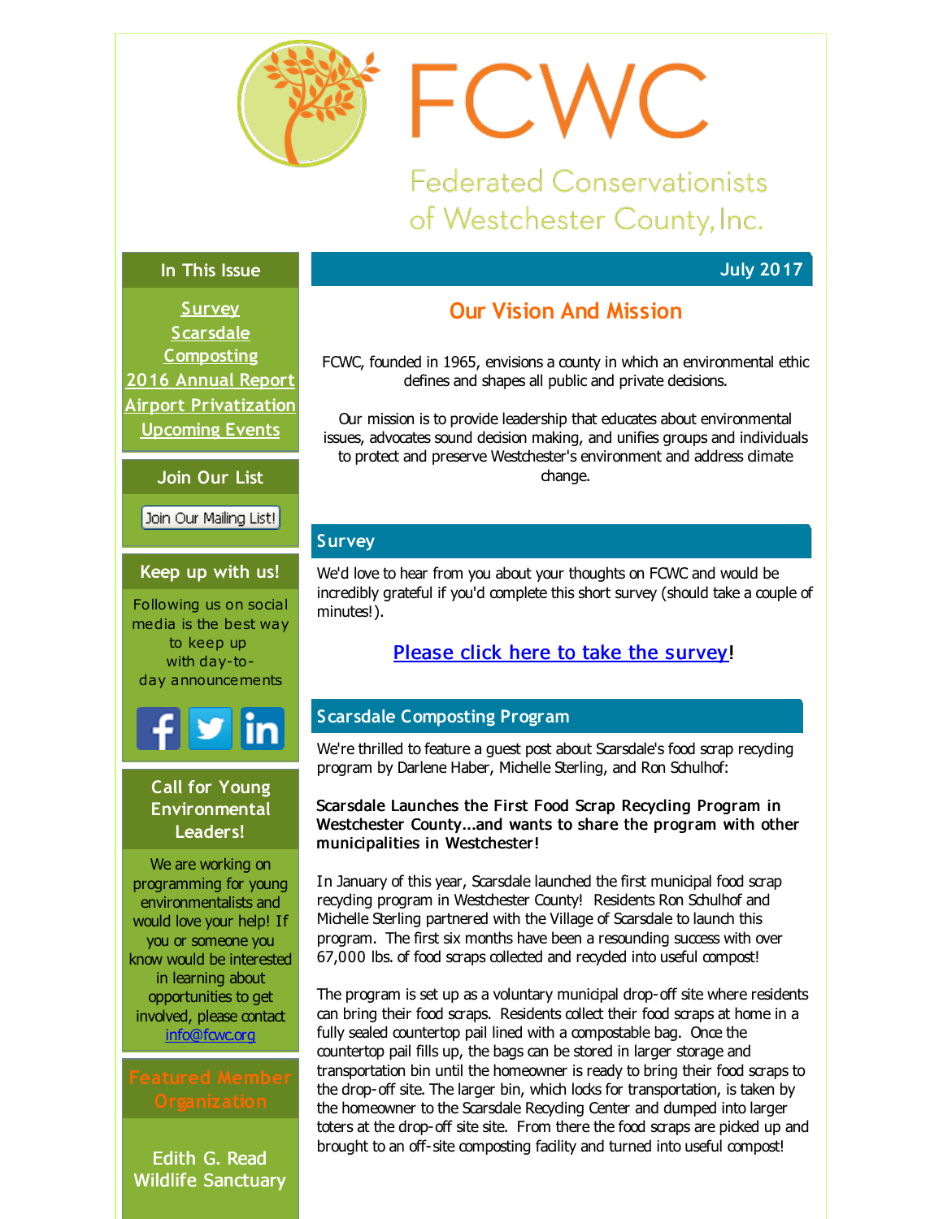# FCWC

Federated Conservationists of Westchester County, Inc.

## In This Issue

Survey
Scarsdale Composting
2016 Annual Report
Airport Privatization
Upcoming Events

## Join Our List

Join Our Mailing List!

## Keep up with us!

Following us on social media is the best way to keep up with day-to-day announcements

## Call for Young Environmental Leaders!

We are working on programming for young environmentalists and would love your help! If you or someone you know would be interested in learning about opportunities to get involved, please contact info@fcwc.org

## Featured Member Organization

Edith G. Read Wildlife Sanctuary

July 2017

## Our Vision And Mission

FCWC, founded in 1965, envisions a county in which an environmental ethic defines and shapes all public and private decisions.

Our mission is to provide leadership that educates about environmental issues, advocates sound decision making, and unifies groups and individuals to protect and preserve Westchester's environment and address climate change.

## Survey

We'd love to hear from you about your thoughts on FCWC and would be incredibly grateful if you'd complete this short survey (should take a couple of minutes!).

Please click here to take the survey!

## Scarsdale Composting Program

We're thrilled to feature a guest post about Scarsdale's food scrap recycling program by Darlene Haber, Michelle Sterling, and Ron Schulhof:

**Scarsdale Launches the First Food Scrap Recycling Program in Westchester County...and wants to share the program with other municipalities in Westchester!**

In January of this year, Scarsdale launched the first municipal food scrap recycling program in Westchester County! Residents Ron Schulhof and Michelle Sterling partnered with the Village of Scarsdale to launch this program. The first six months have been a resounding success with over 67,000 lbs. of food scraps collected and recycled into useful compost!

The program is set up as a voluntary municipal drop-off site where residents can bring their food scraps. Residents collect their food scraps at home in a fully sealed countertop pail lined with a compostable bag. Once the countertop pail fills up, the bags can be stored in larger storage and transportation bin until the homeowner is ready to bring their food scraps to the drop-off site. The larger bin, which locks for transportation, is taken by the homeowner to the Scarsdale Recycling Center and dumped into larger toters at the drop-off site site. From there the food scraps are picked up and brought to an off-site composting facility and turned into useful compost!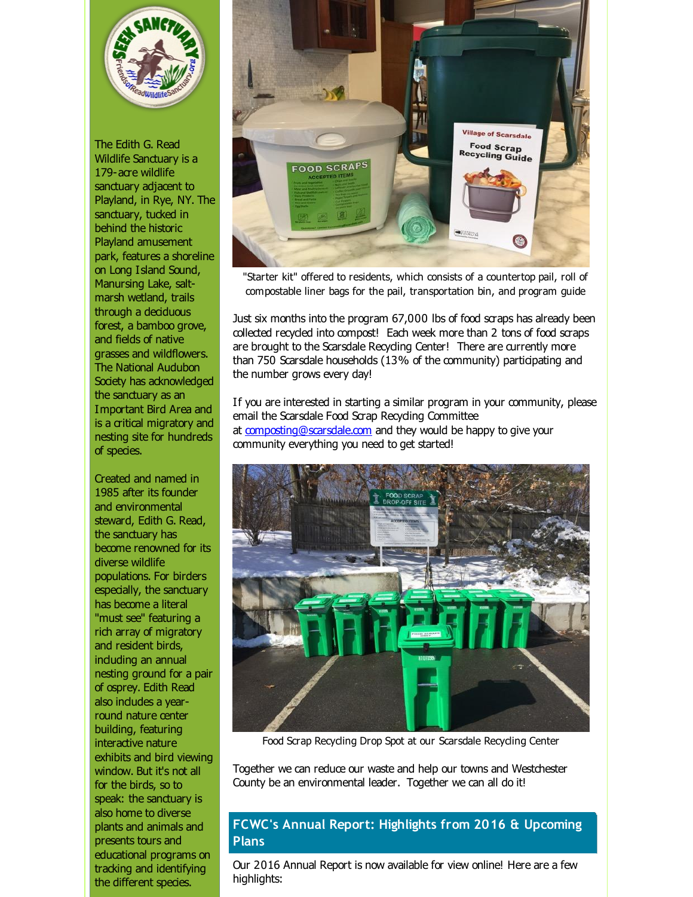The Edith G. Read Wildlife Sanctuary is a 179-acre wildlife sanctuary adjacent to Playland, in Rye, NY. The sanctuary, tucked in behind the historic Playland amusement park, features a shoreline on Long Island Sound, Manursing Lake, salt-marsh wetland, trails through a deciduous forest, a bamboo grove, and fields of native grasses and wildflowers. The National Audubon Society has acknowledged the sanctuary as an Important Bird Area and is a critical migratory and nesting site for hundreds of species.

Created and named in 1985 after its founder and environmental steward, Edith G. Read, the sanctuary has become renowned for its diverse wildlife populations. For birders especially, the sanctuary has become a literal "must see" featuring a rich array of migratory and resident birds, including an annual nesting ground for a pair of osprey. Edith Read also includes a year-round nature center building, featuring interactive nature exhibits and bird viewing window. But it's not all for the birds, so to speak: the sanctuary is also home to diverse plants and animals and presents tours and educational programs on tracking and identifying the different species.

"Starter kit" offered to residents, which consists of a countertop pail, roll of compostable liner bags for the pail, transportation bin, and program guide

Just six months into the program 67,000 lbs of food scraps has already been collected recycled into compost! Each week more than 2 tons of food scraps are brought to the Scarsdale Recycling Center! There are currently more than 750 Scarsdale households (13% of the community) participating and the number grows every day!

If you are interested in starting a similar program in your community, please email the Scarsdale Food Scrap Recycling Committee at composting@scarsdale.com and they would be happy to give your community everything you need to get started!

Food Scrap Recycling Drop Spot at our Scarsdale Recycling Center

Together we can reduce our waste and help our towns and Westchester County be an environmental leader. Together we can all do it!

## FCWC's Annual Report: Highlights from 2016 & Upcoming Plans

Our 2016 Annual Report is now available for view online! Here are a few highlights: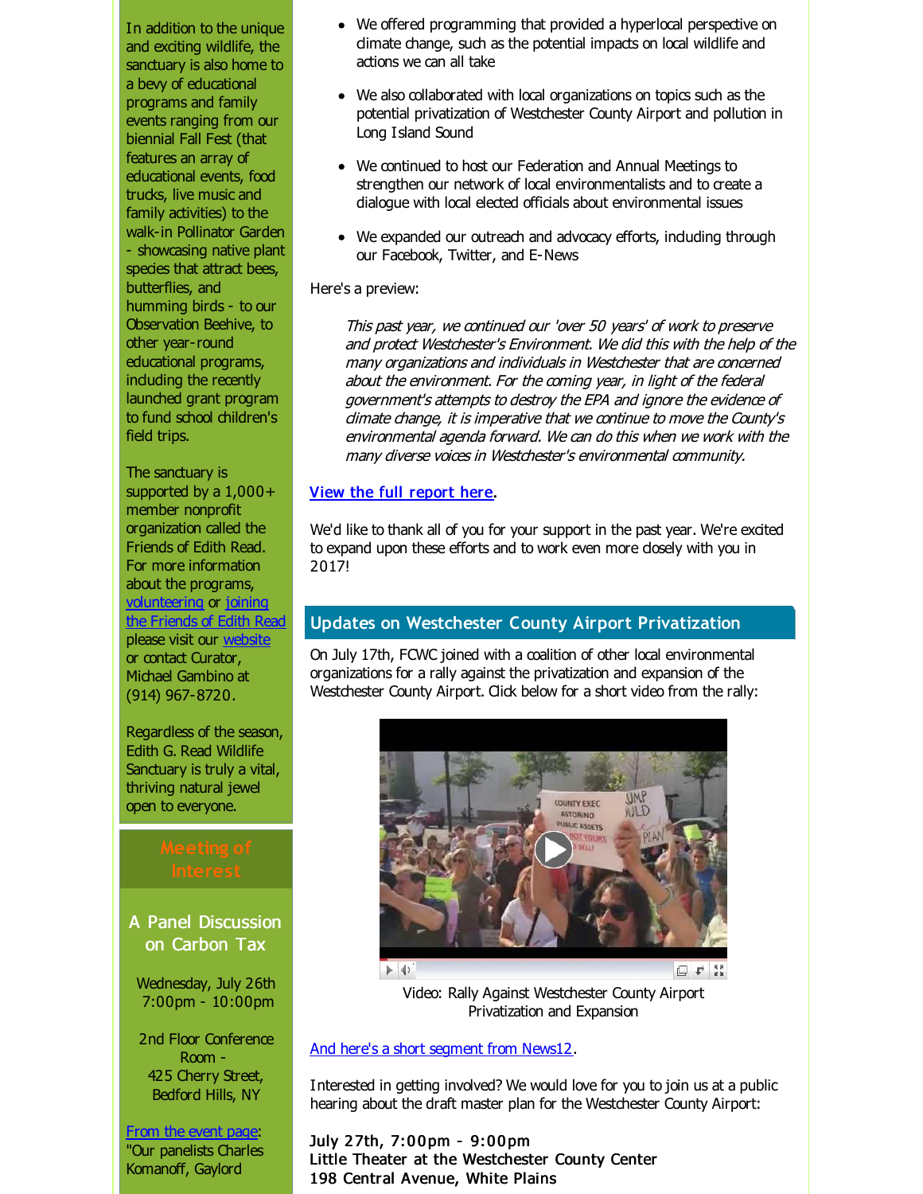In addition to the unique and exciting wildlife, the sanctuary is also home to a bevy of educational programs and family events ranging from our biennial Fall Fest (that features an array of educational events, food trucks, live music and family activities) to the walk-in Pollinator Garden - showcasing native plant species that attract bees, butterflies, and humming birds - to our Observation Beehive, to other year-round educational programs, including the recently launched grant program to fund school children's field trips.

The sanctuary is supported by a 1,000+ member nonprofit organization called the Friends of Edith Read. For more information about the programs, [volunteering](#) or [joining the Friends of Edith Read](#) please visit our [website](#) or contact Curator, Michael Gambino at (914) 967-8720.

Regardless of the season, Edith G. Read Wildlife Sanctuary is truly a vital, thriving natural jewel open to everyone.

## Meeting of Interest

### A Panel Discussion on Carbon Tax

Wednesday, July 26th
7:00pm - 10:00pm

2nd Floor Conference Room -
425 Cherry Street, Bedford Hills, NY

[From the event page](#): "Our panelists Charles Komanoff, Gaylord

- We offered programming that provided a hyperlocal perspective on climate change, such as the potential impacts on local wildlife and actions we can all take
- We also collaborated with local organizations on topics such as the potential privatization of Westchester County Airport and pollution in Long Island Sound
- We continued to host our Federation and Annual Meetings to strengthen our network of local environmentalists and to create a dialogue with local elected officials about environmental issues
- We expanded our outreach and advocacy efforts, including through our Facebook, Twitter, and E-News

Here's a preview:

> *This past year, we continued our 'over 50 years' of work to preserve and protect Westchester's Environment. We did this with the help of the many organizations and individuals in Westchester that are concerned about the environment. For the coming year, in light of the federal government's attempts to destroy the EPA and ignore the evidence of climate change, it is imperative that we continue to move the County's environmental agenda forward. We can do this when we work with the many diverse voices in Westchester's environmental community.*

[View the full report here](#).

We'd like to thank all of you for your support in the past year. We're excited to expand upon these efforts and to work even more closely with you in 2017!

## Updates on Westchester County Airport Privatization

On July 17th, FCWC joined with a coalition of other local environmental organizations for a rally against the privatization and expansion of the Westchester County Airport. Click below for a short video from the rally:

Video: Rally Against Westchester County Airport Privatization and Expansion

[And here's a short segment from News12](#).

Interested in getting involved? We would love for you to join us at a public hearing about the draft master plan for the Westchester County Airport:

**July 27th, 7:00pm - 9:00pm**
**Little Theater at the Westchester County Center**
**198 Central Avenue, White Plains**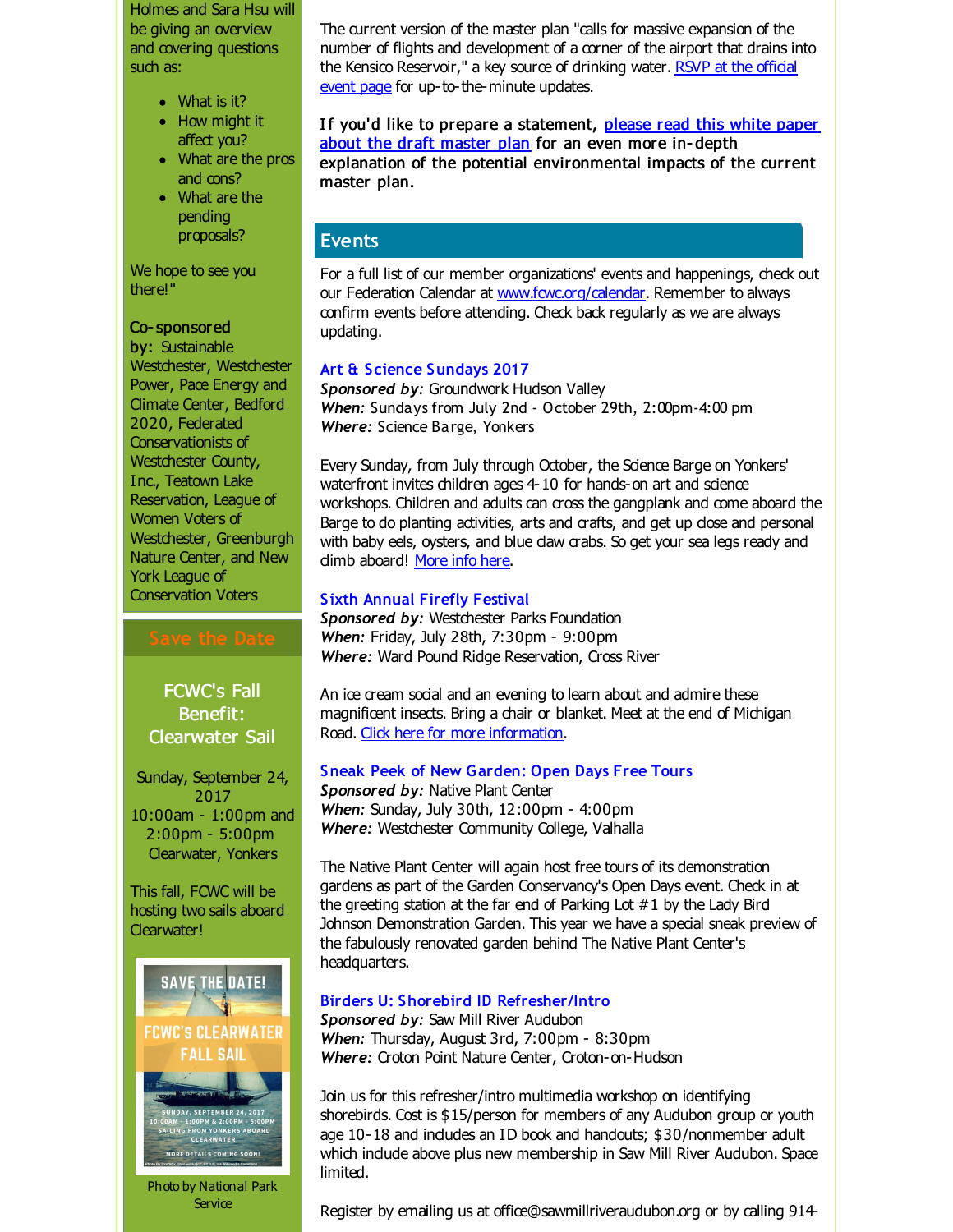Holmes and Sara Hsu will be giving an overview and covering questions such as:

- What is it?
- How might it affect you?
- What are the pros and cons?
- What are the pending proposals?

We hope to see you there!"

**Co-sponsored by:** Sustainable Westchester, Westchester Power, Pace Energy and Climate Center, Bedford 2020, Federated Conservationists of Westchester County, Inc., Teatown Lake Reservation, League of Women Voters of Westchester, Greenburgh Nature Center, and New York League of Conservation Voters

## Save the Date

### FCWC's Fall Benefit: Clearwater Sail

Sunday, September 24, 2017
10:00am - 1:00pm and 2:00pm - 5:00pm
Clearwater, Yonkers

This fall, FCWC will be hosting two sails aboard Clearwater!

SAVE THE DATE!
FCWC'S CLEARWATER FALL SAIL
SUNDAY, SEPTEMBER 24, 2017
10:00AM - 1:00PM & 2:00PM - 5:00PM
SAILING FROM YONKERS ABOARD CLEARWATER
MORE DETAILS COMING SOON!

Photo by National Park Service

The current version of the master plan "calls for massive expansion of the number of flights and development of a corner of the airport that drains into the Kensico Reservoir," a key source of drinking water. RSVP at the official event page for up-to-the-minute updates.

**If you'd like to prepare a statement, please read this white paper about the draft master plan for an even more in-depth explanation of the potential environmental impacts of the current master plan.**

## Events

For a full list of our member organizations' events and happenings, check out our Federation Calendar at www.fcwc.org/calendar. Remember to always confirm events before attending. Check back regularly as we are always updating.

### Art & Science Sundays 2017

***Sponsored by:*** Groundwork Hudson Valley
***When:*** Sundays from July 2nd - October 29th, 2:00pm-4:00 pm
***Where:*** Science Barge, Yonkers

Every Sunday, from July through October, the Science Barge on Yonkers' waterfront invites children ages 4-10 for hands-on art and science workshops. Children and adults can cross the gangplank and come aboard the Barge to do planting activities, arts and crafts, and get up close and personal with baby eels, oysters, and blue claw crabs. So get your sea legs ready and climb aboard! More info here.

### Sixth Annual Firefly Festival

***Sponsored by:*** Westchester Parks Foundation
***When:*** Friday, July 28th, 7:30pm - 9:00pm
***Where:*** Ward Pound Ridge Reservation, Cross River

An ice cream social and an evening to learn about and admire these magnificent insects. Bring a chair or blanket. Meet at the end of Michigan Road. Click here for more information.

### Sneak Peek of New Garden: Open Days Free Tours

***Sponsored by:*** Native Plant Center
***When:*** Sunday, July 30th, 12:00pm - 4:00pm
***Where:*** Westchester Community College, Valhalla

The Native Plant Center will again host free tours of its demonstration gardens as part of the Garden Conservancy's Open Days event. Check in at the greeting station at the far end of Parking Lot #1 by the Lady Bird Johnson Demonstration Garden. This year we have a special sneak preview of the fabulously renovated garden behind The Native Plant Center's headquarters.

### Birders U: Shorebird ID Refresher/Intro

***Sponsored by:*** Saw Mill River Audubon
***When:*** Thursday, August 3rd, 7:00pm - 8:30pm
***Where:*** Croton Point Nature Center, Croton-on-Hudson

Join us for this refresher/intro multimedia workshop on identifying shorebirds. Cost is $15/person for members of any Audubon group or youth age 10-18 and includes an ID book and handouts; $30/nonmember adult which include above plus new membership in Saw Mill River Audubon. Space limited.

Register by emailing us at office@sawmillriveraudubon.org or by calling 914-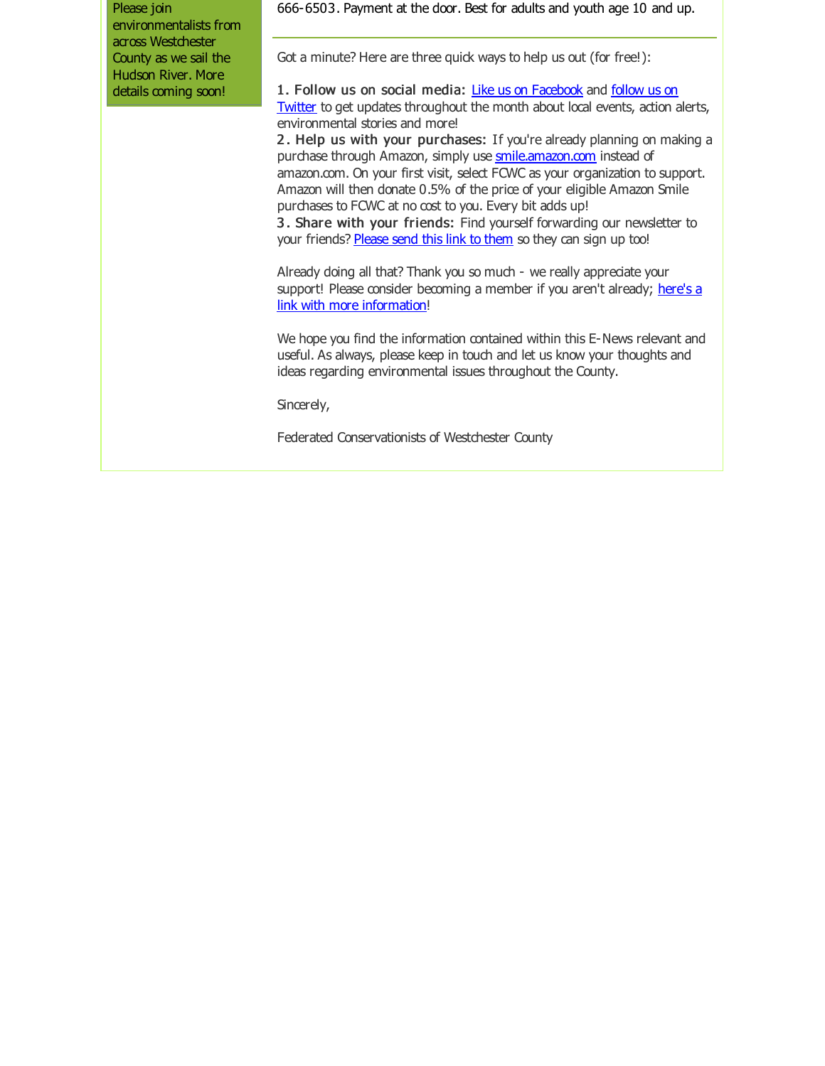Please join environmentalists from across Westchester County as we sail the Hudson River. More details coming soon!

666-6503. Payment at the door. Best for adults and youth age 10 and up.

---

Got a minute? Here are three quick ways to help us out (for free!):

**1. Follow us on social media:** Like us on Facebook and follow us on Twitter to get updates throughout the month about local events, action alerts, environmental stories and more!
**2. Help us with your purchases:** If you're already planning on making a purchase through Amazon, simply use smile.amazon.com instead of amazon.com. On your first visit, select FCWC as your organization to support. Amazon will then donate 0.5% of the price of your eligible Amazon Smile purchases to FCWC at no cost to you. Every bit adds up!
**3. Share with your friends:** Find yourself forwarding our newsletter to your friends? Please send this link to them so they can sign up too!

Already doing all that? Thank you so much - we really appreciate your support! Please consider becoming a member if you aren't already; here's a link with more information!

We hope you find the information contained within this E-News relevant and useful. As always, please keep in touch and let us know your thoughts and ideas regarding environmental issues throughout the County.

Sincerely,

Federated Conservationists of Westchester County